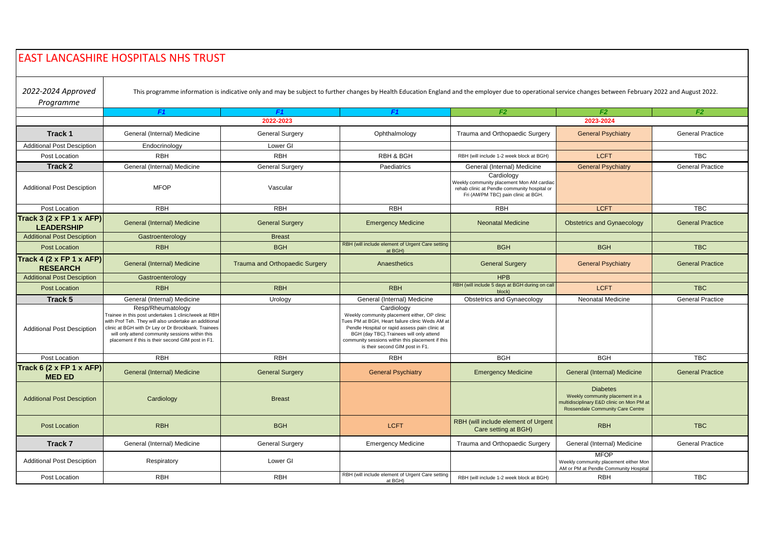# EAST LANCASHIRE HOSPITALS NHS TRUST

*2022-2024 Approved Programme*

This programme information is indicative only and may be subject to further changes by Health Education England and the employer due to operational service changes between February 2022 and August 2022.

| | F1 | F1 | F1 | F2 | F2 | F2 |
|---|---|---|---|---|---|---|
| | 2022-2023 | | | 2023-2024 | | |
| **Track 1** | General (Internal) Medicine | General Surgery | Ophthalmology | Trauma and Orthopaedic Surgery | General Psychiatry | General Practice |
| Additional Post Desciption | Endocrinology | Lower GI | | | | |
| Post Location | RBH | RBH | RBH & BGH | RBH (will include 1-2 week block at BGH) | LCFT | TBC |
| **Track 2** | General (Internal) Medicine | General Surgery | Paediatrics | General (Internal) Medicine | General Psychiatry | General Practice |
| Additional Post Desciption | MFOP | Vascular | | Cardiology Weekly community placement Mon AM cardiac rehab clinic at Pendle community hospital or Fri (AM/PM TBC) pain clinic at BGH. | | |
| Post Location | RBH | RBH | RBH | RBH | LCFT | TBC |
| **Track 3 (2 x FP 1 x AFP) LEADERSHIP** | General (Internal) Medicine | General Surgery | Emergency Medicine | Neonatal Medicine | Obstetrics and Gynaecology | General Practice |
| Additional Post Desciption | Gastroenterology | Breast | | | | |
| Post Location | RBH | BGH | RBH (will include element of Urgent Care setting at BGH) | BGH | BGH | TBC |
| **Track 4 (2 x FP 1 x AFP) RESEARCH** | General (Internal) Medicine | Trauma and Orthopaedic Surgery | Anaesthetics | General Surgery | General Psychiatry | General Practice |
| Additional Post Desciption | Gastroenterology | | | HPB | | |
| Post Location | RBH | RBH | RBH | RBH (will include 5 days at BGH during on call block) | LCFT | TBC |
| **Track 5** | General (Internal) Medicine | Urology | General (Internal) Medicine | Obstetrics and Gynaecology | Neonatal Medicine | General Practice |
| Additional Post Desciption | Resp/Rheumatology Trainee in this post undertakes 1 clinic/week at RBH with Prof Teh. They will also undertake an additional clinic at BGH with Dr Ley or Dr Brockbank. Trainees will only attend community sessions within this placement if this is their second GIM post in F1. | | Cardiology Weekly community placement either, OP clinic Tues PM at BGH, Heart failure clinic Weds AM at Pendle Hospital or rapid assess pain clinic at BGH (day TBC).Trainees will only attend community sessions within this placement if this is their second GIM post in F1. | | | |
| Post Location | RBH | RBH | RBH | BGH | BGH | TBC |
| **Track 6 (2 x FP 1 x AFP) MED ED** | General (Internal) Medicine | General Surgery | General Psychiatry | Emergency Medicine | General (Internal) Medicine | General Practice |
| Additional Post Desciption | Cardiology | Breast | | | Diabetes Weekly community placement in a multidisciplinary E&D clinic on Mon PM at Rossendale Community Care Centre | |
| Post Location | RBH | BGH | LCFT | RBH (will include element of Urgent Care setting at BGH) | RBH | TBC |
| **Track 7** | General (Internal) Medicine | General Surgery | Emergency Medicine | Trauma and Orthopaedic Surgery | General (Internal) Medicine | General Practice |
| Additional Post Desciption | Respiratory | Lower GI | | | MFOP Weekly community placement either Mon AM or PM at Pendle Community Hospital | |
| Post Location | RBH | RBH | RBH (will include element of Urgent Care setting at BGH) | RBH (will include 1-2 week block at BGH) | RBH | TBC |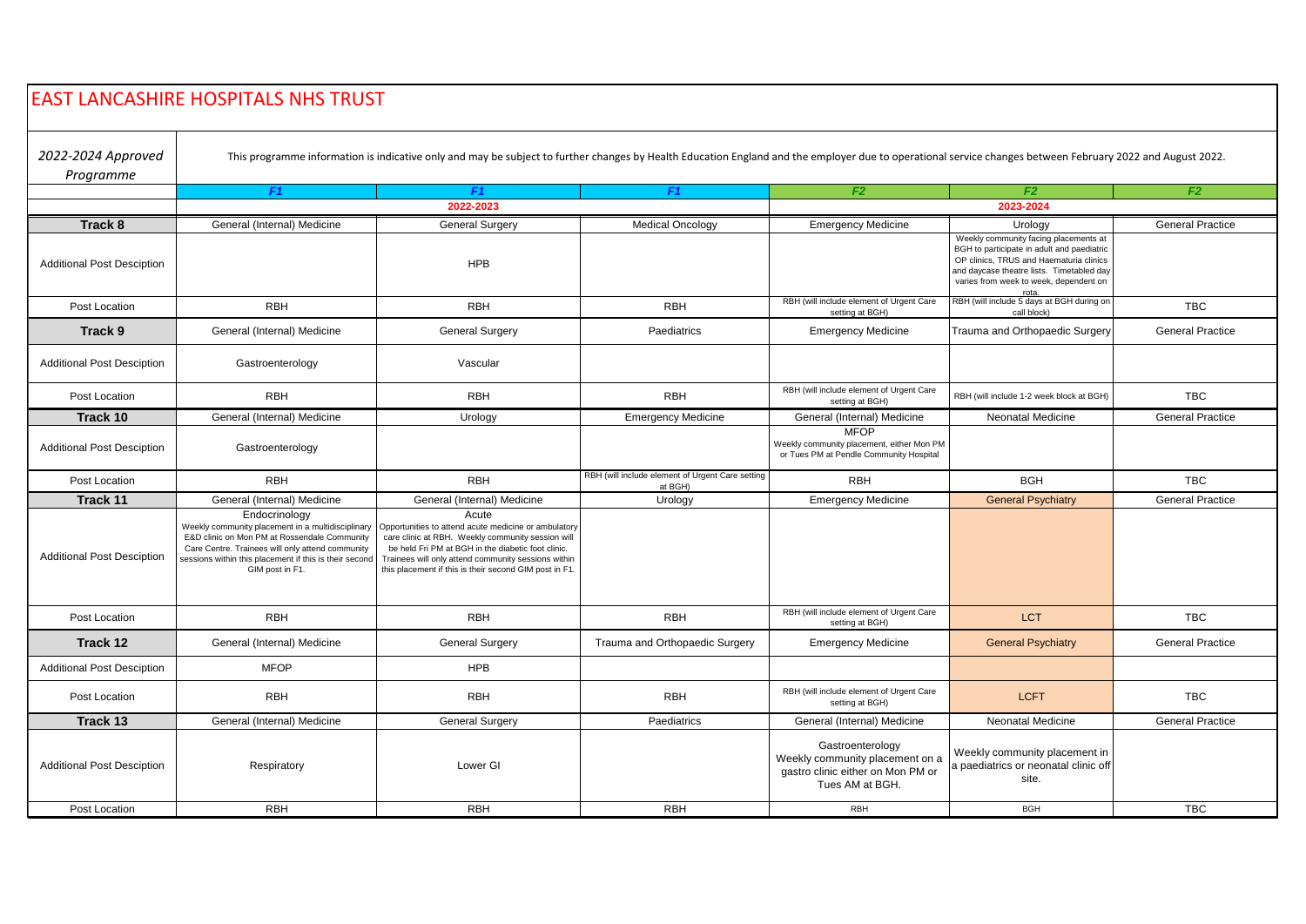# EAST LANCASHIRE HOSPITALS NHS TRUST

*2022-2024 Approved Programme*

This programme information is indicative only and may be subject to further changes by Health Education England and the employer due to operational service changes between February 2022 and August 2022.

| | *F1* | *F1* | *F1* | *F2* | *F2* | *F2* |
|---|---|---|---|---|---|---|
| | 2022-2023 | | | 2023-2024 | | |
| **Track 8** | General (Internal) Medicine | General Surgery | Medical Oncology | Emergency Medicine | Urology | General Practice |
| Additional Post Desciption | | HPB | | | Weekly community facing placements at BGH to participate in adult and paediatric OP clinics, TRUS and Haematuria clinics and daycase theatre lists. Timetabled day varies from week to week, dependent on rota. | |
| Post Location | RBH | RBH | RBH | RBH (will include element of Urgent Care setting at BGH) | RBH (will include 5 days at BGH during on call block) | TBC |
| **Track 9** | General (Internal) Medicine | General Surgery | Paediatrics | Emergency Medicine | Trauma and Orthopaedic Surgery | General Practice |
| Additional Post Desciption | Gastroenterology | Vascular | | | | |
| Post Location | RBH | RBH | RBH | RBH (will include element of Urgent Care setting at BGH) | RBH (will include 1-2 week block at BGH) | TBC |
| **Track 10** | General (Internal) Medicine | Urology | Emergency Medicine | General (Internal) Medicine | Neonatal Medicine | General Practice |
| Additional Post Desciption | Gastroenterology | | | MFOP<br>Weekly community placement, either Mon PM or Tues PM at Pendle Community Hospital | | |
| Post Location | RBH | RBH | RBH (will include element of Urgent Care setting at BGH) | RBH | BGH | TBC |
| **Track 11** | General (Internal) Medicine | General (Internal) Medicine | Urology | Emergency Medicine | General Psychiatry | General Practice |
| Additional Post Desciption | Endocrinology<br>Weekly community placement in a multidisciplinary E&D clinic on Mon PM at Rossendale Community Care Centre. Trainees will only attend community sessions within this placement if this is their second GIM post in F1. | Acute<br>Opportunities to attend acute medicine or ambulatory care clinic at RBH. Weekly community session will be held Fri PM at BGH in the diabetic foot clinic. Trainees will only attend community sessions within this placement if this is their second GIM post in F1. | | | | |
| Post Location | RBH | RBH | RBH | RBH (will include element of Urgent Care setting at BGH) | LCT | TBC |
| **Track 12** | General (Internal) Medicine | General Surgery | Trauma and Orthopaedic Surgery | Emergency Medicine | General Psychiatry | General Practice |
| Additional Post Desciption | MFOP | HPB | | | | |
| Post Location | RBH | RBH | RBH | RBH (will include element of Urgent Care setting at BGH) | LCFT | TBC |
| **Track 13** | General (Internal) Medicine | General Surgery | Paediatrics | General (Internal) Medicine | Neonatal Medicine | General Practice |
| Additional Post Desciption | Respiratory | Lower GI | | Gastroenterology<br>Weekly community placement on a gastro clinic either on Mon PM or Tues AM at BGH. | Weekly community placement in a paediatrics or neonatal clinic off site. | |
| Post Location | RBH | RBH | RBH | RBH | BGH | TBC |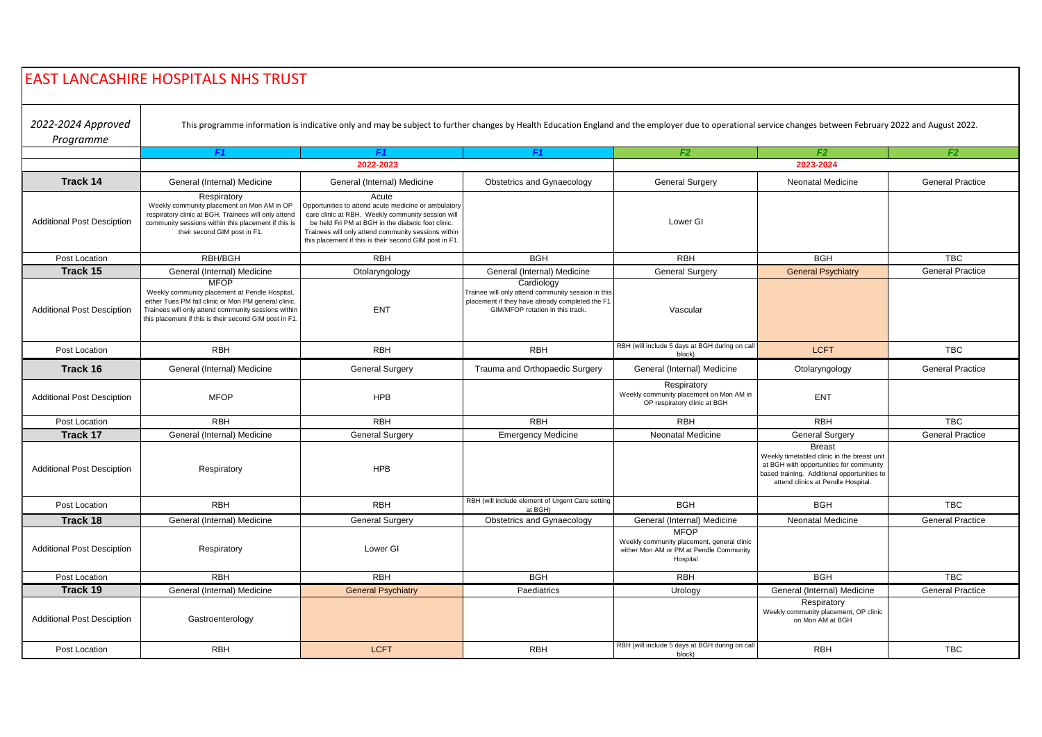# EAST LANCASHIRE HOSPITALS NHS TRUST

*2022-2024 Approved Programme*

This programme information is indicative only and may be subject to further changes by Health Education England and the employer due to operational service changes between February 2022 and August 2022.

| | F1 | F1 | F1 | F2 | F2 | F2 |
|---|---|---|---|---|---|---|
| | 2022-2023 | | | 2023-2024 | | |
| **Track 14** | General (Internal) Medicine | General (Internal) Medicine | Obstetrics and Gynaecology | General Surgery | Neonatal Medicine | General Practice |
| Additional Post Desciption | Respiratory<br>Weekly community placement on Mon AM in OP respiratory clinic at BGH. Trainees will only attend community sessions within this placement if this is their second GIM post in F1. | Acute<br>Opportunities to attend acute medicine or ambulatory care clinic at RBH. Weekly community session will be held Fri PM at BGH in the diabetic foot clinic. Trainees will only attend community sessions within this placement if this is their second GIM post in F1. | | Lower GI | | |
| Post Location | RBH/BGH | RBH | BGH | RBH | BGH | TBC |
| **Track 15** | General (Internal) Medicine | Otolaryngology | General (Internal) Medicine | General Surgery | General Psychiatry | General Practice |
| Additional Post Desciption | MFOP<br>Weekly community placement at Pendle Hospital, either Tues PM fall clinic or Mon PM general clinic. Trainees will only attend community sessions within this placement if this is their second GIM post in F1. | ENT | Cardiology<br>Trainee will only attend community session in this placement if they have already completed the F1 GIM/MFOP rotation in this track. | Vascular | | |
| Post Location | RBH | RBH | RBH | RBH (will include 5 days at BGH during on call block) | LCFT | TBC |
| **Track 16** | General (Internal) Medicine | General Surgery | Trauma and Orthopaedic Surgery | General (Internal) Medicine | Otolaryngology | General Practice |
| Additional Post Desciption | MFOP | HPB | | Respiratory<br>Weekly community placement on Mon AM in OP respiratory clinic at BGH | ENT | |
| Post Location | RBH | RBH | RBH | RBH | RBH | TBC |
| **Track 17** | General (Internal) Medicine | General Surgery | Emergency Medicine | Neonatal Medicine | General Surgery | General Practice |
| Additional Post Desciption | Respiratory | HPB | | | Breast<br>Weekly timetabled clinic in the breast unit at BGH with opportunities for community based training. Additional opportunities to attend clinics at Pendle Hospital. | |
| Post Location | RBH | RBH | RBH (will include element of Urgent Care setting at BGH) | BGH | BGH | TBC |
| **Track 18** | General (Internal) Medicine | General Surgery | Obstetrics and Gynaecology | General (Internal) Medicine | Neonatal Medicine | General Practice |
| Additional Post Desciption | Respiratory | Lower GI | | MFOP<br>Weekly community placement, general clinic either Mon AM or PM at Pendle Community Hospital | | |
| Post Location | RBH | RBH | BGH | RBH | BGH | TBC |
| **Track 19** | General (Internal) Medicine | General Psychiatry | Paediatrics | Urology | General (Internal) Medicine | General Practice |
| Additional Post Desciption | Gastroenterology | | | | Respiratory<br>Weekly community placement, OP clinic on Mon AM at BGH | |
| Post Location | RBH | LCFT | RBH | RBH (will include 5 days at BGH during on call block) | RBH | TBC |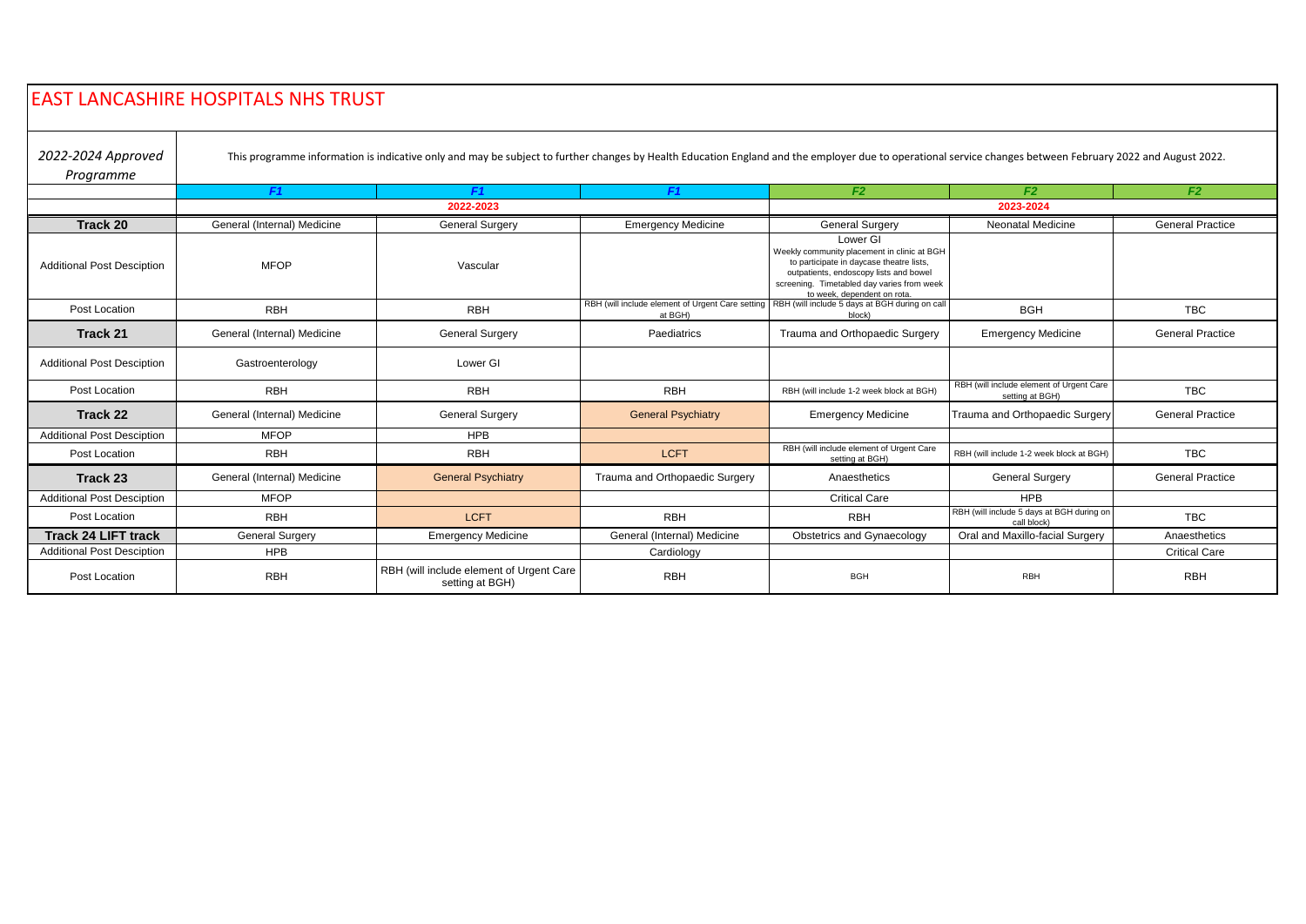# EAST LANCASHIRE HOSPITALS NHS TRUST

| *2022-2024 Approved Programme* | This programme information is indicative only and may be subject to further changes by Health Education England and the employer due to operational service changes between February 2022 and August 2022. | | | | | |
|---|---|---|---|---|---|---|
| | ***F1*** | ***F1*** | ***F1*** | ***F2*** | ***F2*** | ***F2*** |
| | **2022-2023** | | | **2023-2024** | | |
| **Track 20** | General (Internal) Medicine | General Surgery | Emergency Medicine | General Surgery | Neonatal Medicine | General Practice |
| Additional Post Desciption | MFOP | Vascular | | Lower GI Weekly community placement in clinic at BGH to participate in daycase theatre lists, outpatients, endoscopy lists and bowel screening. Timetabled day varies from week to week, dependent on rota. | | |
| Post Location | RBH | RBH | RBH (will include element of Urgent Care setting at BGH) | RBH (will include 5 days at BGH during on call block) | BGH | TBC |
| **Track 21** | General (Internal) Medicine | General Surgery | Paediatrics | Trauma and Orthopaedic Surgery | Emergency Medicine | General Practice |
| Additional Post Desciption | Gastroenterology | Lower GI | | | | |
| Post Location | RBH | RBH | RBH | RBH (will include 1-2 week block at BGH) | RBH (will include element of Urgent Care setting at BGH) | TBC |
| **Track 22** | General (Internal) Medicine | General Surgery | General Psychiatry | Emergency Medicine | Trauma and Orthopaedic Surgery | General Practice |
| Additional Post Desciption | MFOP | HPB | | | | |
| Post Location | RBH | RBH | LCFT | RBH (will include element of Urgent Care setting at BGH) | RBH (will include 1-2 week block at BGH) | TBC |
| **Track 23** | General (Internal) Medicine | General Psychiatry | Trauma and Orthopaedic Surgery | Anaesthetics | General Surgery | General Practice |
| Additional Post Desciption | MFOP | | | Critical Care | HPB | |
| Post Location | RBH | LCFT | RBH | RBH | RBH (will include 5 days at BGH during on call block) | TBC |
| **Track 24 LIFT track** | General Surgery | Emergency Medicine | General (Internal) Medicine | Obstetrics and Gynaecology | Oral and Maxillo-facial Surgery | Anaesthetics |
| Additional Post Desciption | HPB | | Cardiology | | | Critical Care |
| Post Location | RBH | RBH (will include element of Urgent Care setting at BGH) | RBH | BGH | RBH | RBH |